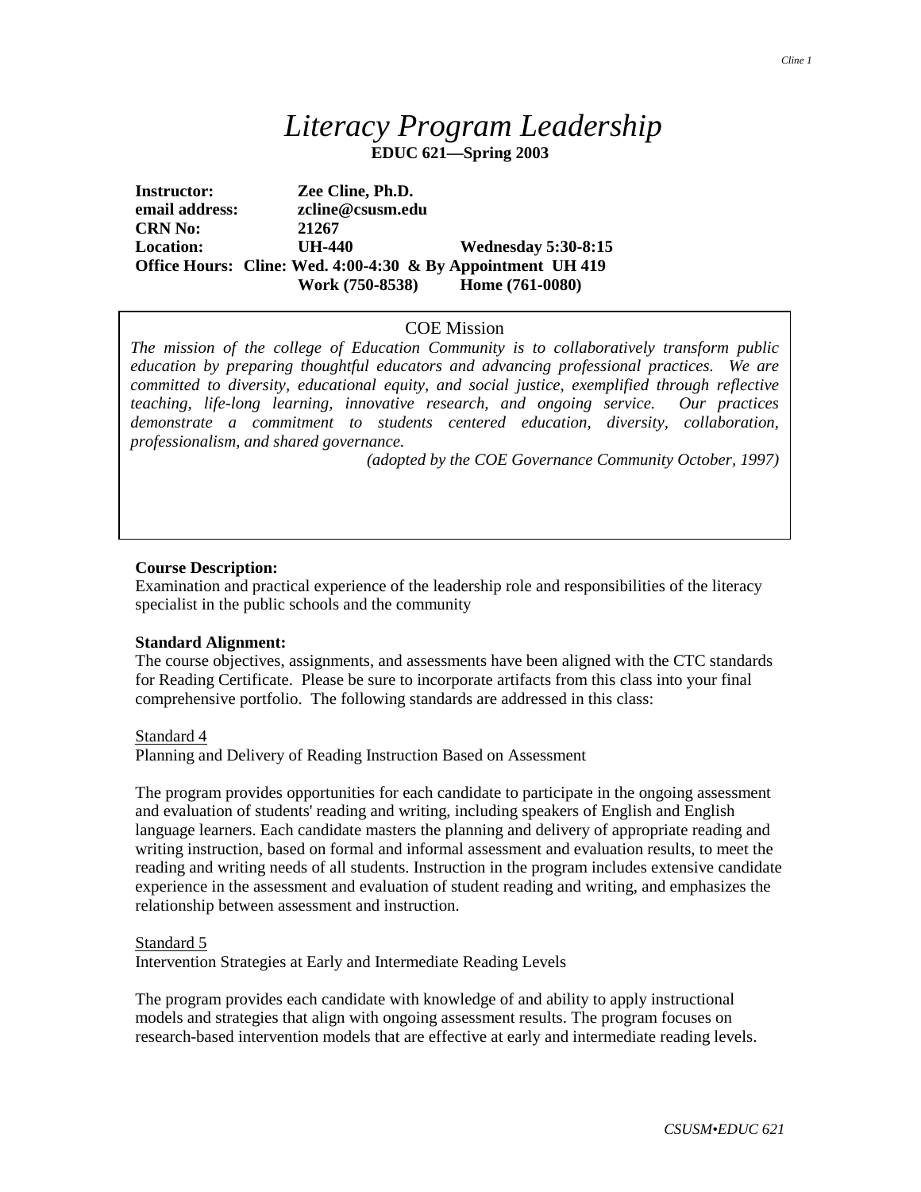# *Literacy Program Leadership*

**EDUC 621—Spring 2003**

**Instructor:** Zee Cline, Ph.D.
**email address:** zcline@csusm.edu
**CRN No:** 21267
**Location:** UH-440 Wednesday 5:30-8:15
**Office Hours:** Cline: Wed. 4:00-4:30 & By Appointment UH 419
Work (750-8538) Home (761-0080)

## COE Mission

*The mission of the college of Education Community is to collaboratively transform public education by preparing thoughtful educators and advancing professional practices. We are committed to diversity, educational equity, and social justice, exemplified through reflective teaching, life-long learning, innovative research, and ongoing service. Our practices demonstrate a commitment to students centered education, diversity, collaboration, professionalism, and shared governance.*

*(adopted by the COE Governance Community October, 1997)*

**Course Description:**

Examination and practical experience of the leadership role and responsibilities of the literacy specialist in the public schools and the community

**Standard Alignment:**

The course objectives, assignments, and assessments have been aligned with the CTC standards for Reading Certificate. Please be sure to incorporate artifacts from this class into your final comprehensive portfolio. The following standards are addressed in this class:

Standard 4

Planning and Delivery of Reading Instruction Based on Assessment

The program provides opportunities for each candidate to participate in the ongoing assessment and evaluation of students' reading and writing, including speakers of English and English language learners. Each candidate masters the planning and delivery of appropriate reading and writing instruction, based on formal and informal assessment and evaluation results, to meet the reading and writing needs of all students. Instruction in the program includes extensive candidate experience in the assessment and evaluation of student reading and writing, and emphasizes the relationship between assessment and instruction.

Standard 5

Intervention Strategies at Early and Intermediate Reading Levels

The program provides each candidate with knowledge of and ability to apply instructional models and strategies that align with ongoing assessment results. The program focuses on research-based intervention models that are effective at early and intermediate reading levels.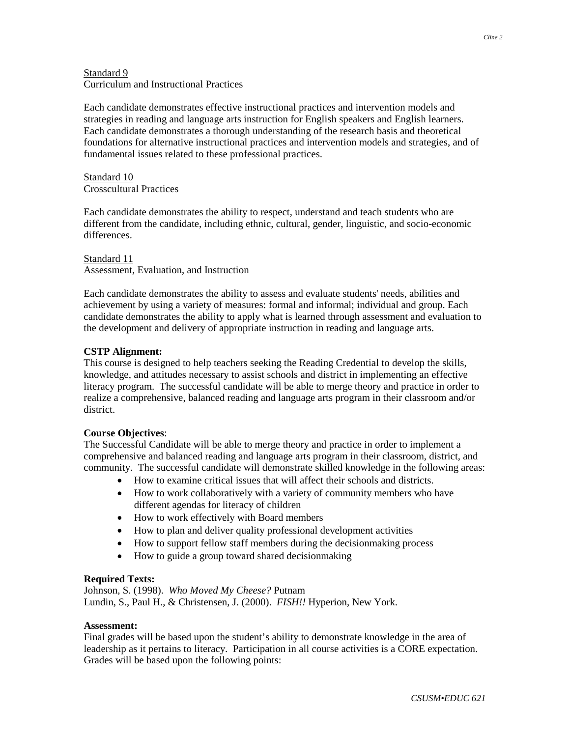Standard 9
Curriculum and Instructional Practices

Each candidate demonstrates effective instructional practices and intervention models and strategies in reading and language arts instruction for English speakers and English learners. Each candidate demonstrates a thorough understanding of the research basis and theoretical foundations for alternative instructional practices and intervention models and strategies, and of fundamental issues related to these professional practices.

Standard 10
Crosscultural Practices

Each candidate demonstrates the ability to respect, understand and teach students who are different from the candidate, including ethnic, cultural, gender, linguistic, and socio-economic differences.

Standard 11
Assessment, Evaluation, and Instruction

Each candidate demonstrates the ability to assess and evaluate students' needs, abilities and achievement by using a variety of measures: formal and informal; individual and group. Each candidate demonstrates the ability to apply what is learned through assessment and evaluation to the development and delivery of appropriate instruction in reading and language arts.

**CSTP Alignment:**
This course is designed to help teachers seeking the Reading Credential to develop the skills, knowledge, and attitudes necessary to assist schools and district in implementing an effective literacy program. The successful candidate will be able to merge theory and practice in order to realize a comprehensive, balanced reading and language arts program in their classroom and/or district.

**Course Objectives**:
The Successful Candidate will be able to merge theory and practice in order to implement a comprehensive and balanced reading and language arts program in their classroom, district, and community. The successful candidate will demonstrate skilled knowledge in the following areas:

- How to examine critical issues that will affect their schools and districts.
- How to work collaboratively with a variety of community members who have different agendas for literacy of children
- How to work effectively with Board members
- How to plan and deliver quality professional development activities
- How to support fellow staff members during the decisionmaking process
- How to guide a group toward shared decisionmaking

**Required Texts:**
Johnson, S. (1998). *Who Moved My Cheese?* Putnam
Lundin, S., Paul H., & Christensen, J. (2000). *FISH!!* Hyperion, New York.

**Assessment:**
Final grades will be based upon the student's ability to demonstrate knowledge in the area of leadership as it pertains to literacy. Participation in all course activities is a CORE expectation. Grades will be based upon the following points: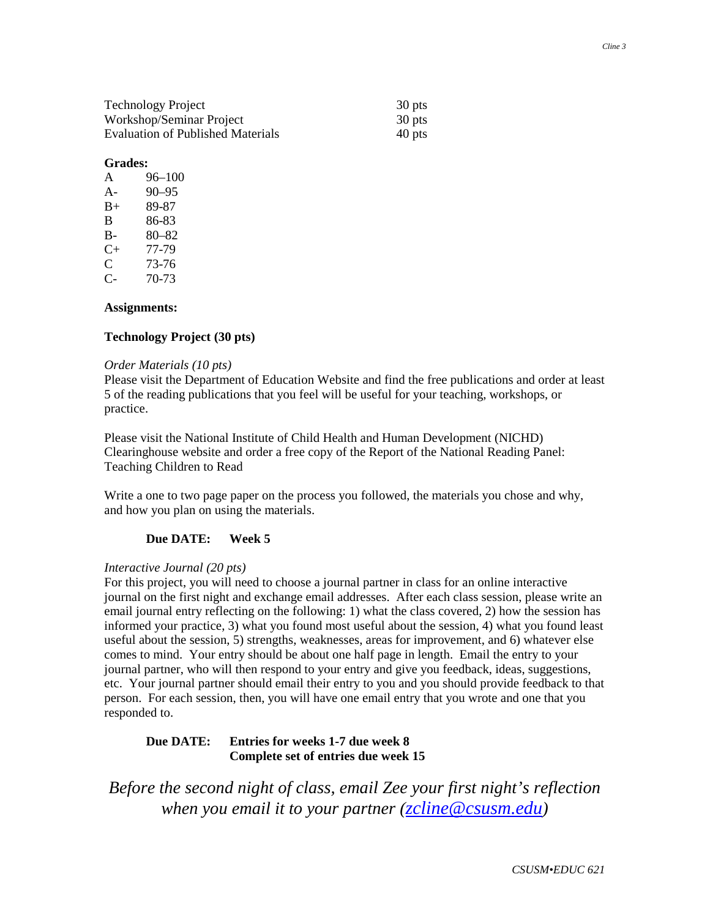| | |
|---|---|
| Technology Project | 30 pts |
| Workshop/Seminar Project | 30 pts |
| Evaluation of Published Materials | 40 pts |

**Grades:**

| | |
|---|---|
| A | 96–100 |
| A- | 90–95 |
| B+ | 89-87 |
| B | 86-83 |
| B- | 80–82 |
| C+ | 77-79 |
| C | 73-76 |
| C- | 70-73 |

**Assignments:**

**Technology Project (30 pts)**

*Order Materials (10 pts)*

Please visit the Department of Education Website and find the free publications and order at least 5 of the reading publications that you feel will be useful for your teaching, workshops, or practice.

Please visit the National Institute of Child Health and Human Development (NICHD) Clearinghouse website and order a free copy of the Report of the National Reading Panel: Teaching Children to Read

Write a one to two page paper on the process you followed, the materials you chose and why, and how you plan on using the materials.

**Due DATE: Week 5**

*Interactive Journal (20 pts)*

For this project, you will need to choose a journal partner in class for an online interactive journal on the first night and exchange email addresses. After each class session, please write an email journal entry reflecting on the following: 1) what the class covered, 2) how the session has informed your practice, 3) what you found most useful about the session, 4) what you found least useful about the session, 5) strengths, weaknesses, areas for improvement, and 6) whatever else comes to mind. Your entry should be about one half page in length. Email the entry to your journal partner, who will then respond to your entry and give you feedback, ideas, suggestions, etc. Your journal partner should email their entry to you and you should provide feedback to that person. For each session, then, you will have one email entry that you wrote and one that you responded to.

**Due DATE: Entries for weeks 1-7 due week 8**
**Complete set of entries due week 15**

*Before the second night of class, email Zee your first night's reflection when you email it to your partner (zcline@csusm.edu)*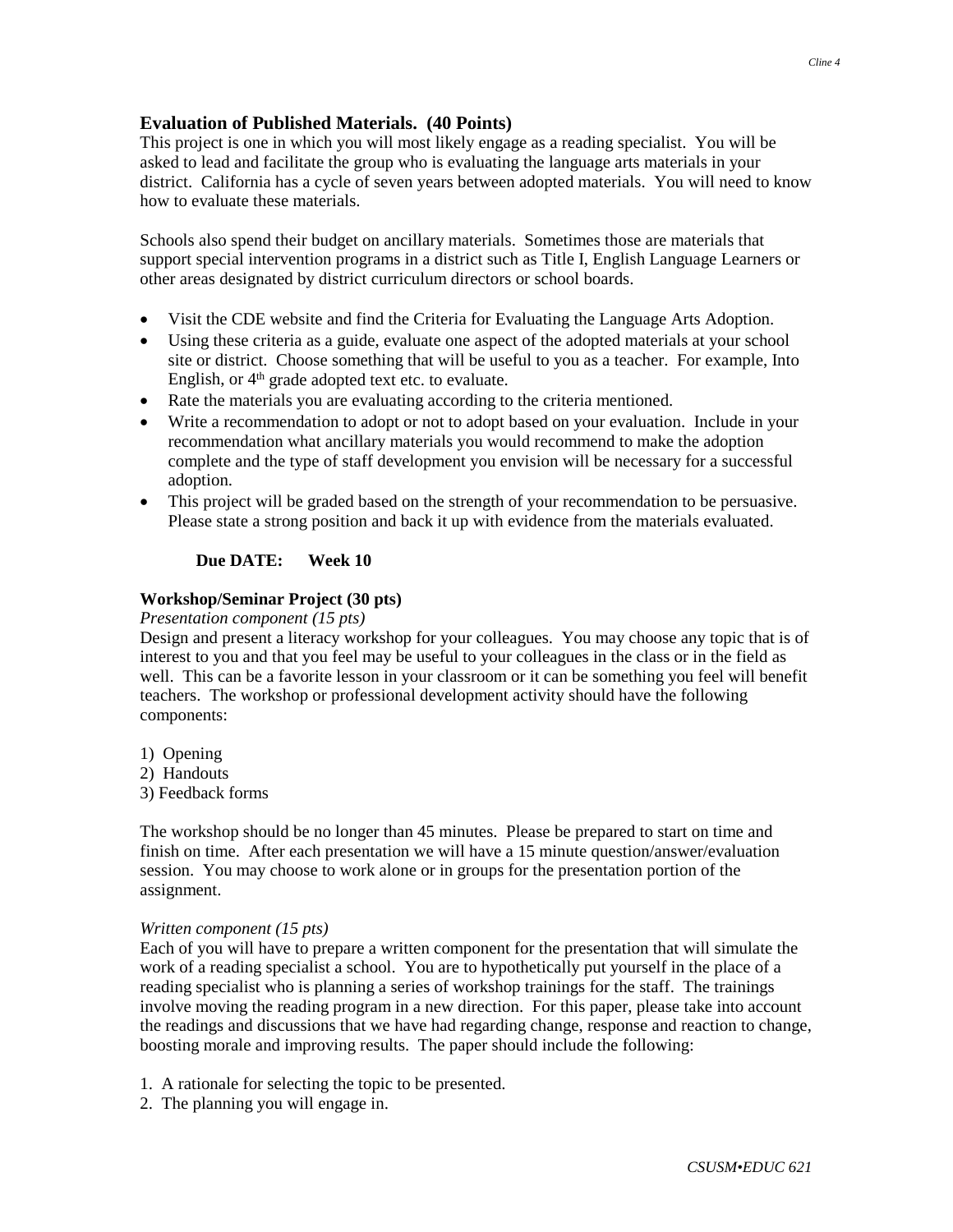### Evaluation of Published Materials. (40 Points)

This project is one in which you will most likely engage as a reading specialist. You will be asked to lead and facilitate the group who is evaluating the language arts materials in your district. California has a cycle of seven years between adopted materials. You will need to know how to evaluate these materials.

Schools also spend their budget on ancillary materials. Sometimes those are materials that support special intervention programs in a district such as Title I, English Language Learners or other areas designated by district curriculum directors or school boards.

- Visit the CDE website and find the Criteria for Evaluating the Language Arts Adoption.
- Using these criteria as a guide, evaluate one aspect of the adopted materials at your school site or district. Choose something that will be useful to you as a teacher. For example, Into English, or 4th grade adopted text etc. to evaluate.
- Rate the materials you are evaluating according to the criteria mentioned.
- Write a recommendation to adopt or not to adopt based on your evaluation. Include in your recommendation what ancillary materials you would recommend to make the adoption complete and the type of staff development you envision will be necessary for a successful adoption.
- This project will be graded based on the strength of your recommendation to be persuasive. Please state a strong position and back it up with evidence from the materials evaluated.

**Due DATE: Week 10**

**Workshop/Seminar Project (30 pts)**

*Presentation component (15 pts)*

Design and present a literacy workshop for your colleagues. You may choose any topic that is of interest to you and that you feel may be useful to your colleagues in the class or in the field as well. This can be a favorite lesson in your classroom or it can be something you feel will benefit teachers. The workshop or professional development activity should have the following components:

1) Opening
2) Handouts
3) Feedback forms

The workshop should be no longer than 45 minutes. Please be prepared to start on time and finish on time. After each presentation we will have a 15 minute question/answer/evaluation session. You may choose to work alone or in groups for the presentation portion of the assignment.

*Written component (15 pts)*

Each of you will have to prepare a written component for the presentation that will simulate the work of a reading specialist a school. You are to hypothetically put yourself in the place of a reading specialist who is planning a series of workshop trainings for the staff. The trainings involve moving the reading program in a new direction. For this paper, please take into account the readings and discussions that we have had regarding change, response and reaction to change, boosting morale and improving results. The paper should include the following:

1. A rationale for selecting the topic to be presented.
2. The planning you will engage in.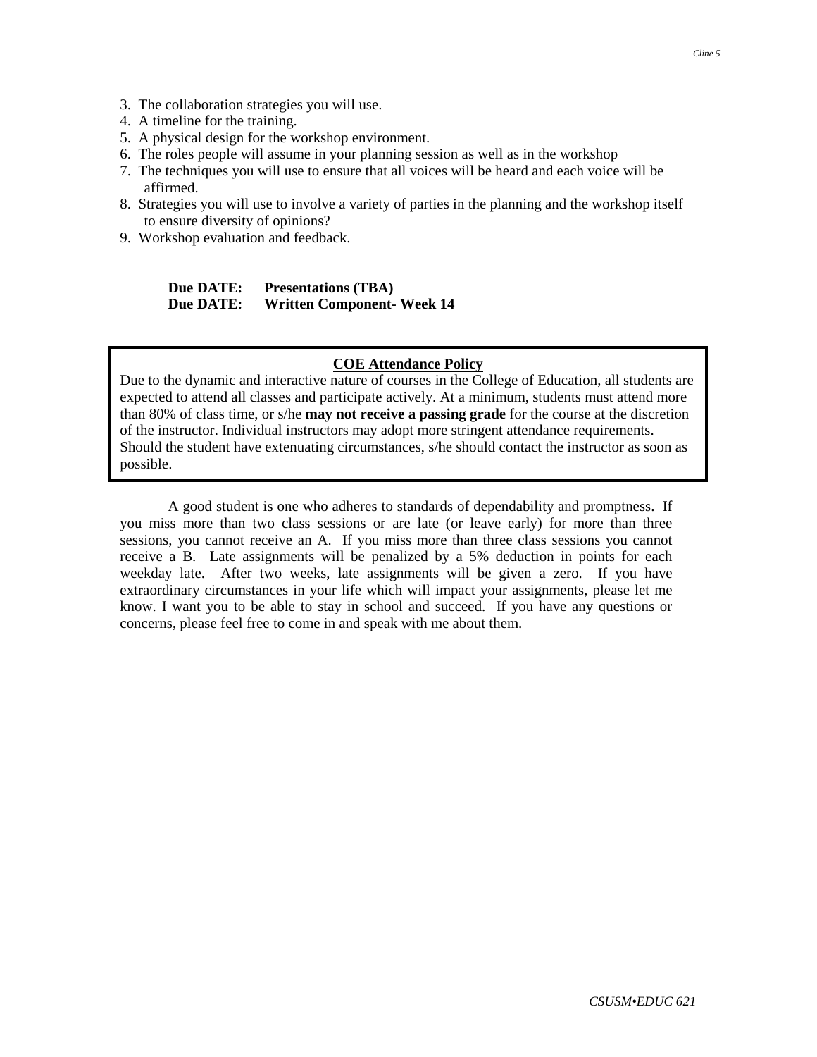3. The collaboration strategies you will use.
4. A timeline for the training.
5. A physical design for the workshop environment.
6. The roles people will assume in your planning session as well as in the workshop
7. The techniques you will use to ensure that all voices will be heard and each voice will be affirmed.
8. Strategies you will use to involve a variety of parties in the planning and the workshop itself to ensure diversity of opinions?
9. Workshop evaluation and feedback.

**Due DATE: Presentations (TBA)**
**Due DATE: Written Component- Week 14**

**COE Attendance Policy**

Due to the dynamic and interactive nature of courses in the College of Education, all students are expected to attend all classes and participate actively. At a minimum, students must attend more than 80% of class time, or s/he **may not receive a passing grade** for the course at the discretion of the instructor. Individual instructors may adopt more stringent attendance requirements. Should the student have extenuating circumstances, s/he should contact the instructor as soon as possible.

A good student is one who adheres to standards of dependability and promptness. If you miss more than two class sessions or are late (or leave early) for more than three sessions, you cannot receive an A. If you miss more than three class sessions you cannot receive a B. Late assignments will be penalized by a 5% deduction in points for each weekday late. After two weeks, late assignments will be given a zero. If you have extraordinary circumstances in your life which will impact your assignments, please let me know. I want you to be able to stay in school and succeed. If you have any questions or concerns, please feel free to come in and speak with me about them.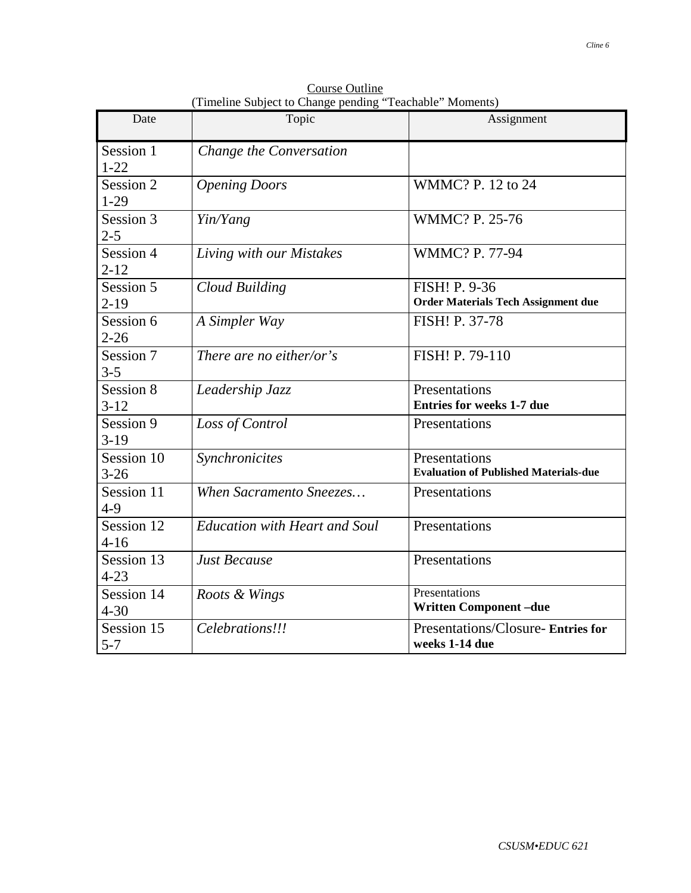Course Outline

(Timeline Subject to Change pending "Teachable" Moments)

| Date | Topic | Assignment |
|---|---|---|
| Session 1<br>1-22 | *Change the Conversation* | |
| Session 2<br>1-29 | *Opening Doors* | WMMC? P. 12 to 24 |
| Session 3<br>2-5 | *Yin/Yang* | WMMC? P. 25-76 |
| Session 4<br>2-12 | *Living with our Mistakes* | WMMC? P. 77-94 |
| Session 5<br>2-19 | *Cloud Building* | FISH! P. 9-36<br>**Order Materials Tech Assignment due** |
| Session 6<br>2-26 | *A Simpler Way* | FISH! P. 37-78 |
| Session 7<br>3-5 | *There are no either/or's* | FISH! P. 79-110 |
| Session 8<br>3-12 | *Leadership Jazz* | Presentations<br>**Entries for weeks 1-7 due** |
| Session 9<br>3-19 | *Loss of Control* | Presentations |
| Session 10<br>3-26 | *Synchronicites* | Presentations<br>**Evaluation of Published Materials-due** |
| Session 11<br>4-9 | *When Sacramento Sneezes…* | Presentations |
| Session 12<br>4-16 | *Education with Heart and Soul* | Presentations |
| Session 13<br>4-23 | *Just Because* | Presentations |
| Session 14<br>4-30 | *Roots & Wings* | Presentations<br>**Written Component –due** |
| Session 15<br>5-7 | *Celebrations!!!* | Presentations/Closure- **Entries for weeks 1-14 due** |